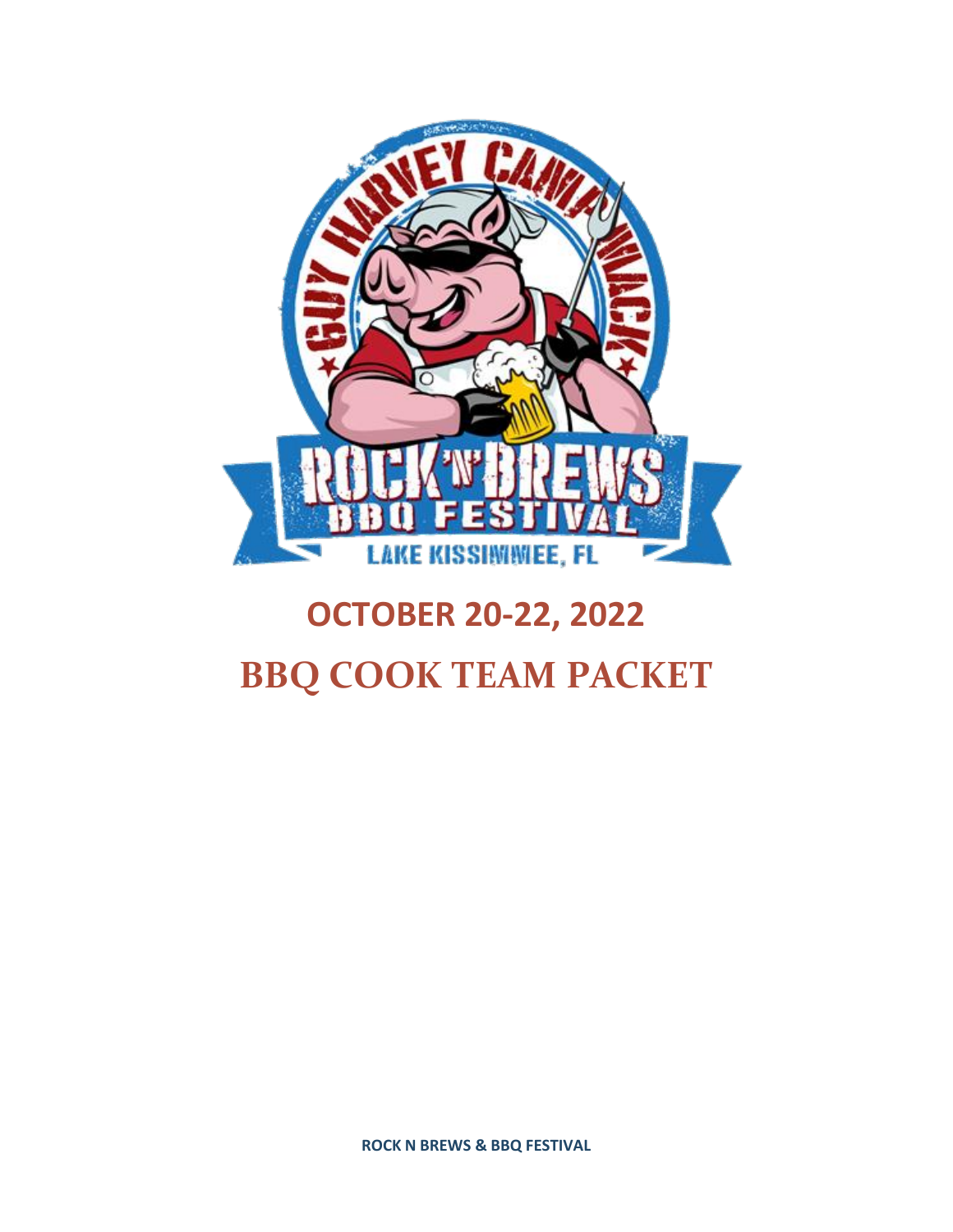# OCTOBER 20-22, 2022

# BBQ COOK TEAM PACKET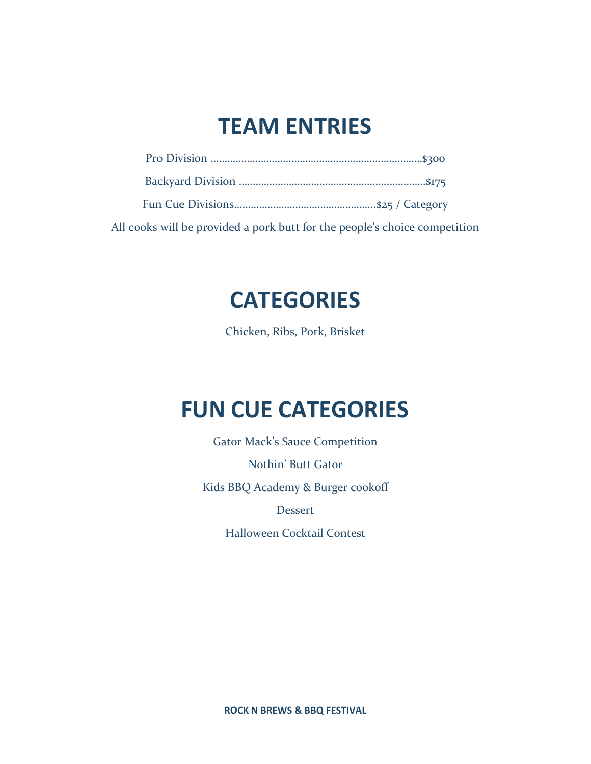# TEAM ENTRIES

Pro Division ..........................................................................$300

Backyard Division ..................................................................$175

Fun Cue Divisions..................................................$25 / Category

All cooks will be provided a pork butt for the people's choice competition

# CATEGORIES

Chicken, Ribs, Pork, Brisket

# FUN CUE CATEGORIES

Gator Mack's Sauce Competition

Nothin' Butt Gator

Kids BBQ Academy & Burger cookoff

Dessert

Halloween Cocktail Contest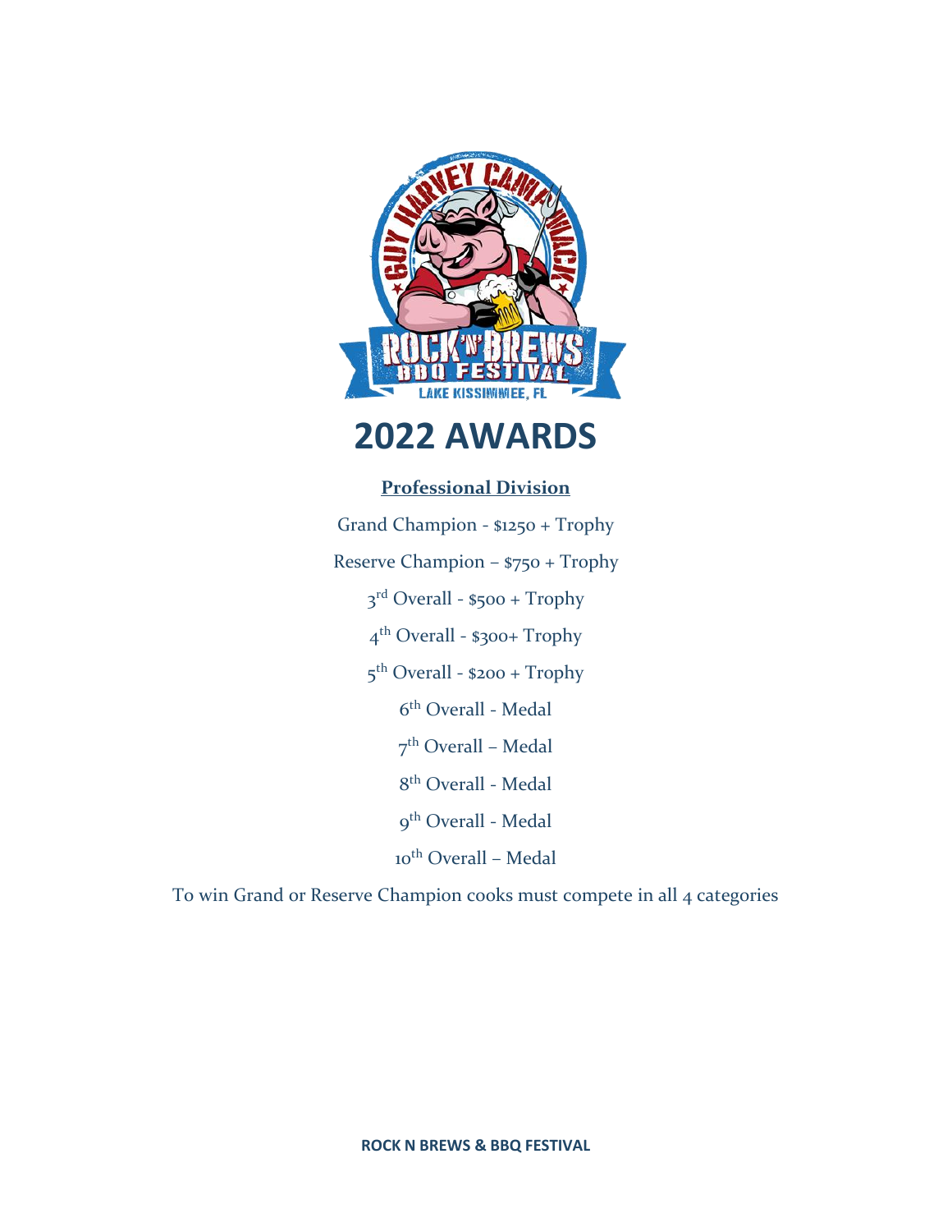# 2022 AWARDS

**Professional Division**

Grand Champion - $1250 + Trophy

Reserve Champion – $750 + Trophy

3rd Overall - $500 + Trophy

4th Overall - $300+ Trophy

5th Overall - $200 + Trophy

6th Overall - Medal

7th Overall – Medal

8th Overall - Medal

9th Overall - Medal

10th Overall – Medal

To win Grand or Reserve Champion cooks must compete in all 4 categories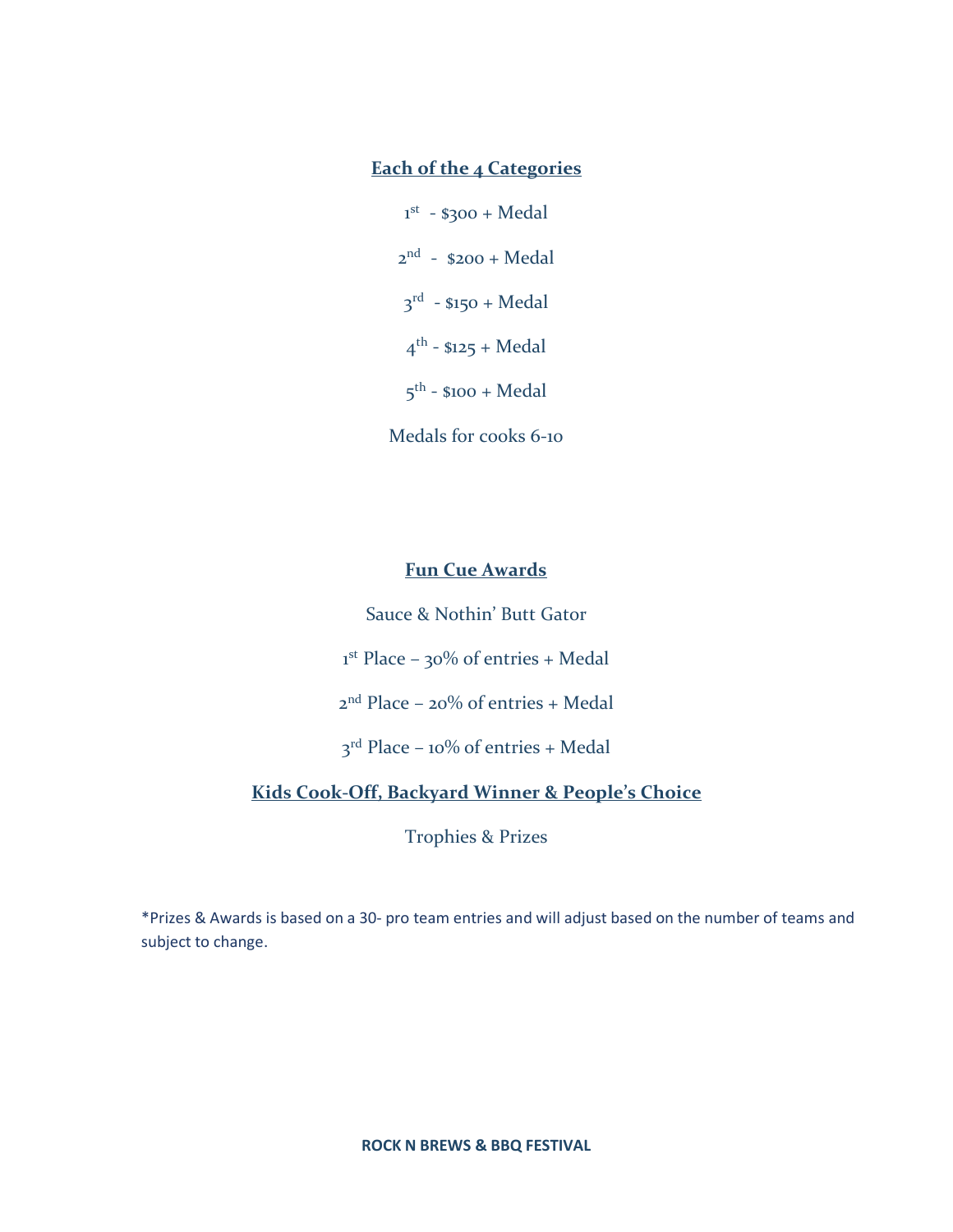## Each of the 4 Categories

1st - $300 + Medal

2nd - $200 + Medal

3rd - $150 + Medal

4th - $125 + Medal

5th - $100 + Medal

Medals for cooks 6-10

## Fun Cue Awards

Sauce & Nothin' Butt Gator

1st Place – 30% of entries + Medal

2nd Place – 20% of entries + Medal

3rd Place – 10% of entries + Medal

## Kids Cook-Off, Backyard Winner & People's Choice

Trophies & Prizes

*Prizes & Awards is based on a 30- pro team entries and will adjust based on the number of teams and subject to change.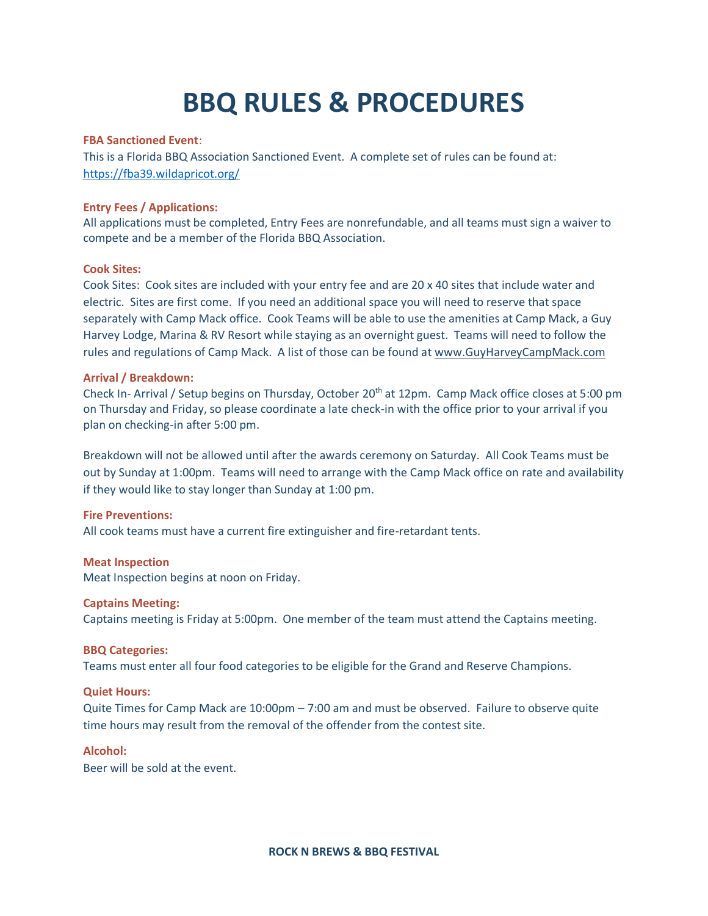# BBQ RULES & PROCEDURES

**FBA Sanctioned Event**:
This is a Florida BBQ Association Sanctioned Event. A complete set of rules can be found at: https://fba39.wildapricot.org/

**Entry Fees / Applications:**
All applications must be completed, Entry Fees are nonrefundable, and all teams must sign a waiver to compete and be a member of the Florida BBQ Association.

**Cook Sites:**
Cook Sites: Cook sites are included with your entry fee and are 20 x 40 sites that include water and electric. Sites are first come. If you need an additional space you will need to reserve that space separately with Camp Mack office. Cook Teams will be able to use the amenities at Camp Mack, a Guy Harvey Lodge, Marina & RV Resort while staying as an overnight guest. Teams will need to follow the rules and regulations of Camp Mack. A list of those can be found at www.GuyHarveyCampMack.com

**Arrival / Breakdown:**
Check In- Arrival / Setup begins on Thursday, October 20th at 12pm. Camp Mack office closes at 5:00 pm on Thursday and Friday, so please coordinate a late check-in with the office prior to your arrival if you plan on checking-in after 5:00 pm.

Breakdown will not be allowed until after the awards ceremony on Saturday. All Cook Teams must be out by Sunday at 1:00pm. Teams will need to arrange with the Camp Mack office on rate and availability if they would like to stay longer than Sunday at 1:00 pm.

**Fire Preventions:**
All cook teams must have a current fire extinguisher and fire-retardant tents.

**Meat Inspection**
Meat Inspection begins at noon on Friday.

**Captains Meeting:**
Captains meeting is Friday at 5:00pm. One member of the team must attend the Captains meeting.

**BBQ Categories:**
Teams must enter all four food categories to be eligible for the Grand and Reserve Champions.

**Quiet Hours:**
Quite Times for Camp Mack are 10:00pm – 7:00 am and must be observed. Failure to observe quite time hours may result from the removal of the offender from the contest site.

**Alcohol:**
Beer will be sold at the event.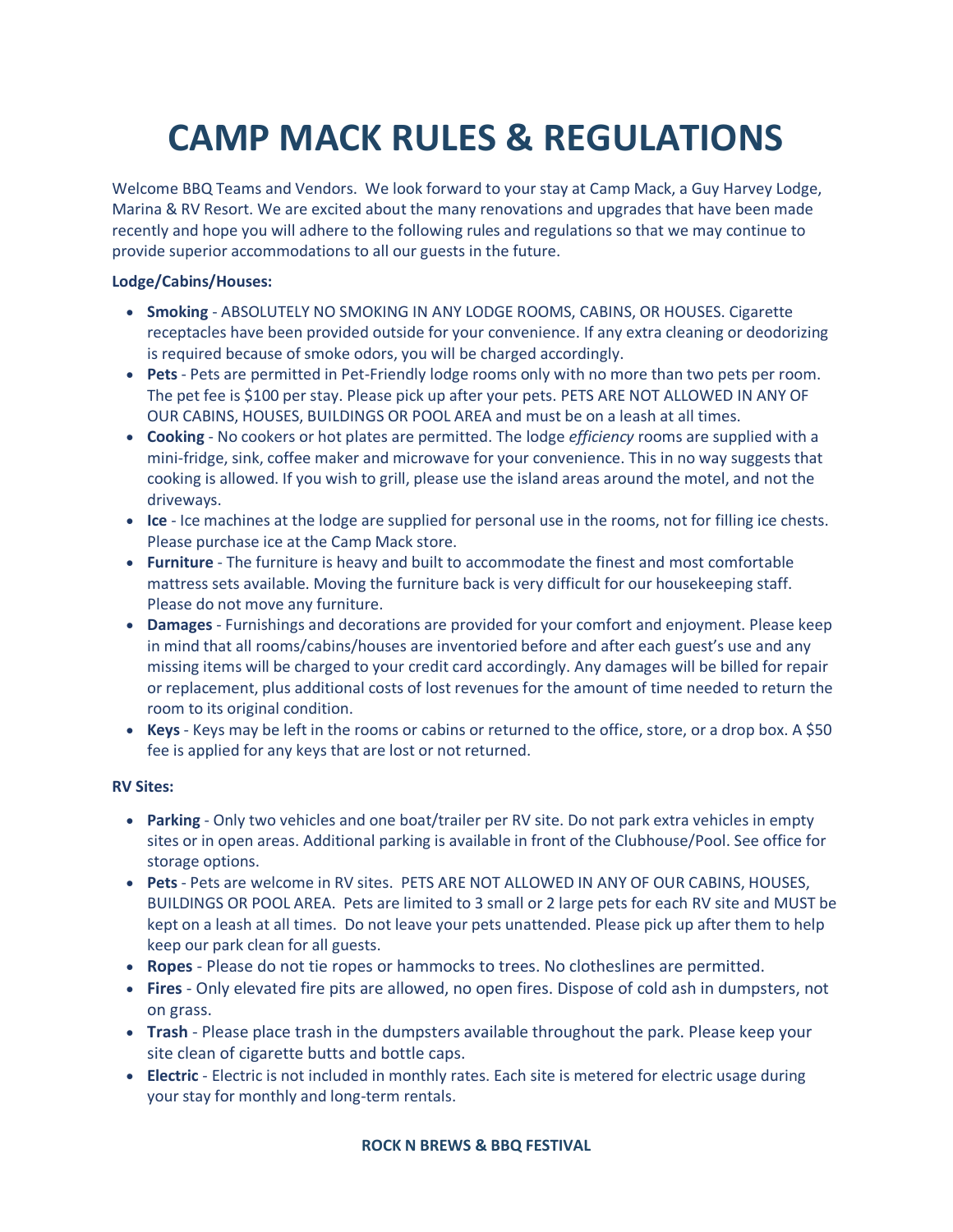# CAMP MACK RULES & REGULATIONS

Welcome BBQ Teams and Vendors. We look forward to your stay at Camp Mack, a Guy Harvey Lodge, Marina & RV Resort. We are excited about the many renovations and upgrades that have been made recently and hope you will adhere to the following rules and regulations so that we may continue to provide superior accommodations to all our guests in the future.

**Lodge/Cabins/Houses:**

- **Smoking** - ABSOLUTELY NO SMOKING IN ANY LODGE ROOMS, CABINS, OR HOUSES. Cigarette receptacles have been provided outside for your convenience. If any extra cleaning or deodorizing is required because of smoke odors, you will be charged accordingly.
- **Pets** - Pets are permitted in Pet-Friendly lodge rooms only with no more than two pets per room. The pet fee is $100 per stay. Please pick up after your pets. PETS ARE NOT ALLOWED IN ANY OF OUR CABINS, HOUSES, BUILDINGS OR POOL AREA and must be on a leash at all times.
- **Cooking** - No cookers or hot plates are permitted. The lodge *efficiency* rooms are supplied with a mini-fridge, sink, coffee maker and microwave for your convenience. This in no way suggests that cooking is allowed. If you wish to grill, please use the island areas around the motel, and not the driveways.
- **Ice** - Ice machines at the lodge are supplied for personal use in the rooms, not for filling ice chests. Please purchase ice at the Camp Mack store.
- **Furniture** - The furniture is heavy and built to accommodate the finest and most comfortable mattress sets available. Moving the furniture back is very difficult for our housekeeping staff. Please do not move any furniture.
- **Damages** - Furnishings and decorations are provided for your comfort and enjoyment. Please keep in mind that all rooms/cabins/houses are inventoried before and after each guest's use and any missing items will be charged to your credit card accordingly. Any damages will be billed for repair or replacement, plus additional costs of lost revenues for the amount of time needed to return the room to its original condition.
- **Keys** - Keys may be left in the rooms or cabins or returned to the office, store, or a drop box. A $50 fee is applied for any keys that are lost or not returned.

**RV Sites:**

- **Parking** - Only two vehicles and one boat/trailer per RV site. Do not park extra vehicles in empty sites or in open areas. Additional parking is available in front of the Clubhouse/Pool. See office for storage options.
- **Pets** - Pets are welcome in RV sites. PETS ARE NOT ALLOWED IN ANY OF OUR CABINS, HOUSES, BUILDINGS OR POOL AREA. Pets are limited to 3 small or 2 large pets for each RV site and MUST be kept on a leash at all times. Do not leave your pets unattended. Please pick up after them to help keep our park clean for all guests.
- **Ropes** - Please do not tie ropes or hammocks to trees. No clotheslines are permitted.
- **Fires** - Only elevated fire pits are allowed, no open fires. Dispose of cold ash in dumpsters, not on grass.
- **Trash** - Please place trash in the dumpsters available throughout the park. Please keep your site clean of cigarette butts and bottle caps.
- **Electric** - Electric is not included in monthly rates. Each site is metered for electric usage during your stay for monthly and long-term rentals.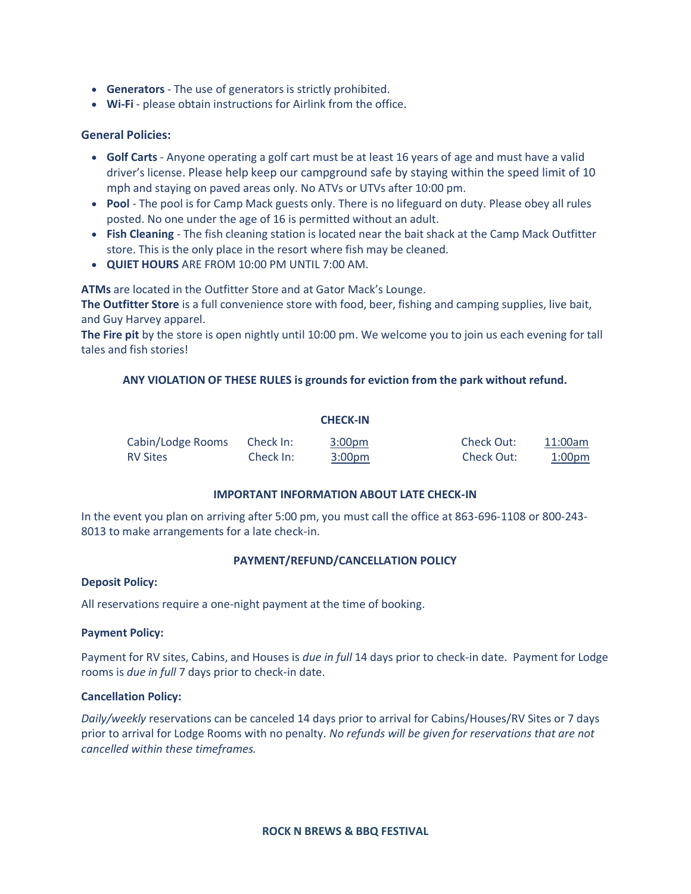- **Generators** - The use of generators is strictly prohibited.
- **Wi-Fi** - please obtain instructions for Airlink from the office.

**General Policies:**

- **Golf Carts** - Anyone operating a golf cart must be at least 16 years of age and must have a valid driver's license. Please help keep our campground safe by staying within the speed limit of 10 mph and staying on paved areas only. No ATVs or UTVs after 10:00 pm.
- **Pool** - The pool is for Camp Mack guests only. There is no lifeguard on duty. Please obey all rules posted. No one under the age of 16 is permitted without an adult.
- **Fish Cleaning** - The fish cleaning station is located near the bait shack at the Camp Mack Outfitter store. This is the only place in the resort where fish may be cleaned.
- **QUIET HOURS** ARE FROM 10:00 PM UNTIL 7:00 AM.

**ATMs** are located in the Outfitter Store and at Gator Mack's Lounge.
**The Outfitter Store** is a full convenience store with food, beer, fishing and camping supplies, live bait, and Guy Harvey apparel.
**The Fire pit** by the store is open nightly until 10:00 pm. We welcome you to join us each evening for tall tales and fish stories!

**ANY VIOLATION OF THESE RULES is grounds for eviction from the park without refund.**

**CHECK-IN**

| | | | | |
|---|---|---|---|---|
| Cabin/Lodge Rooms | Check In: | 3:00pm | Check Out: | 11:00am |
| RV Sites | Check In: | 3:00pm | Check Out: | 1:00pm |

**IMPORTANT INFORMATION ABOUT LATE CHECK-IN**

In the event you plan on arriving after 5:00 pm, you must call the office at 863-696-1108 or 800-243-8013 to make arrangements for a late check-in.

**PAYMENT/REFUND/CANCELLATION POLICY**

**Deposit Policy:**

All reservations require a one-night payment at the time of booking.

**Payment Policy:**

Payment for RV sites, Cabins, and Houses is *due in full* 14 days prior to check-in date. Payment for Lodge rooms is *due in full* 7 days prior to check-in date.

**Cancellation Policy:**

*Daily/weekly* reservations can be canceled 14 days prior to arrival for Cabins/Houses/RV Sites or 7 days prior to arrival for Lodge Rooms with no penalty. *No refunds will be given for reservations that are not cancelled within these timeframes.*

**ROCK N BREWS & BBQ FESTIVAL**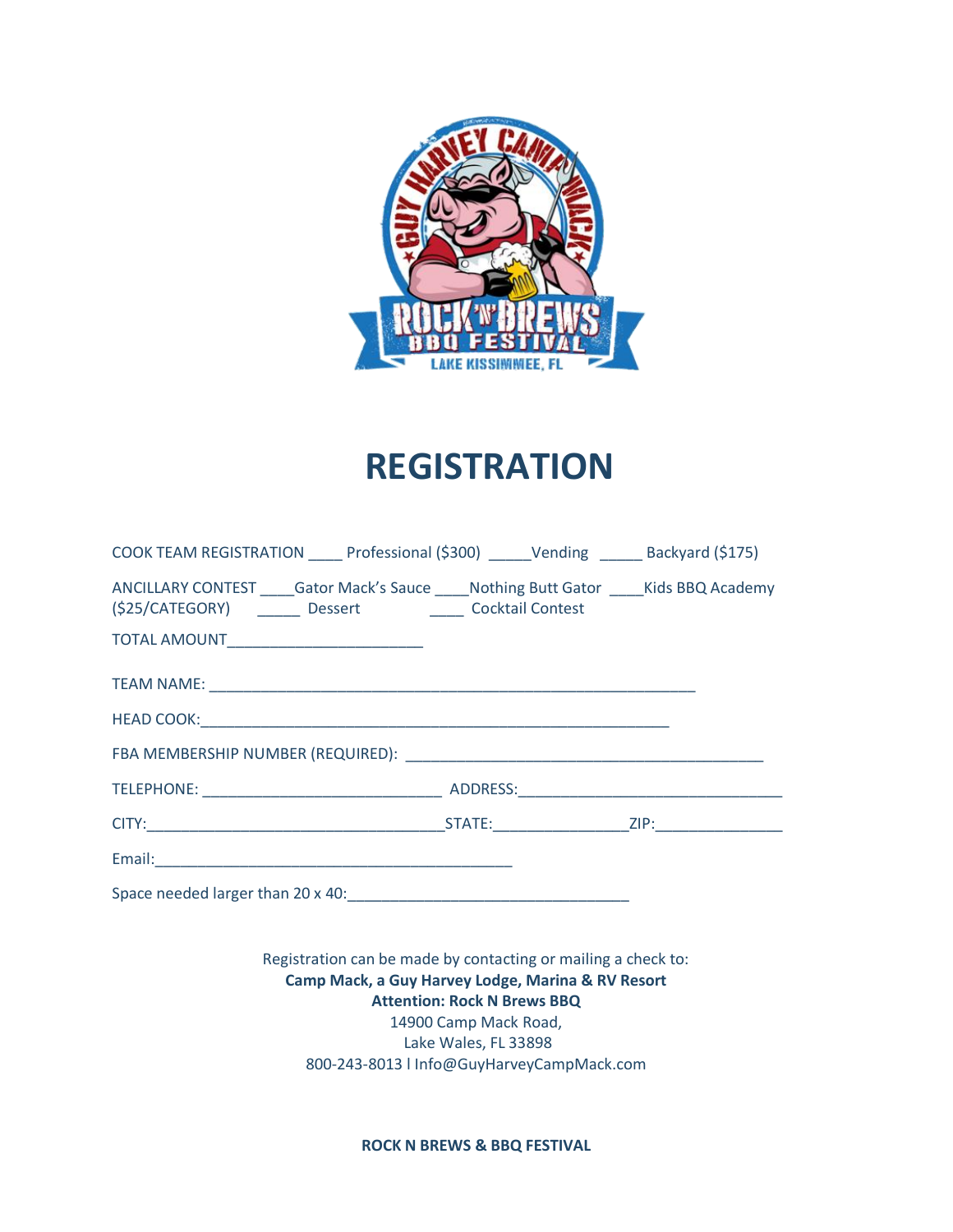# REGISTRATION

COOK TEAM REGISTRATION ____ Professional ($300) _____Vending _____ Backyard ($175)

ANCILLARY CONTEST ____Gator Mack's Sauce ____Nothing Butt Gator ____Kids BBQ Academy
($25/CATEGORY) _____ Dessert ____ Cocktail Contest

TOTAL AMOUNT______________________

TEAM NAME: ______________________________________________________

HEAD COOK:_____________________________________________________

FBA MEMBERSHIP NUMBER (REQUIRED): ________________________________________

TELEPHONE: ___________________________ ADDRESS:______________________________

CITY:_________________________________STATE:_______________ZIP:______________

Email:_________________________________________

Space needed larger than 20 x 40:________________________________

Registration can be made by contacting or mailing a check to:
**Camp Mack, a Guy Harvey Lodge, Marina & RV Resort**
**Attention: Rock N Brews BBQ**
14900 Camp Mack Road,
Lake Wales, FL 33898
800-243-8013 l Info@GuyHarveyCampMack.com

**ROCK N BREWS & BBQ FESTIVAL**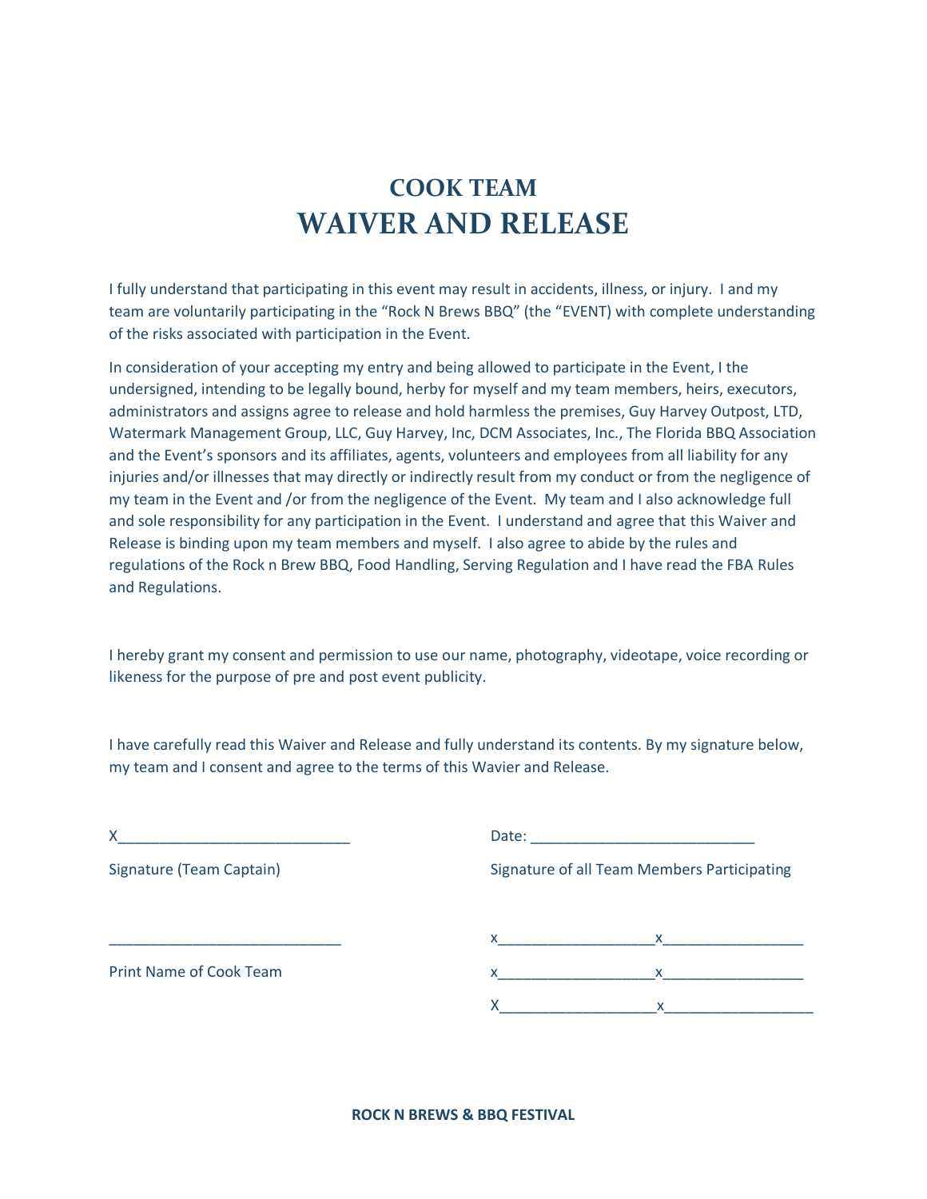# COOK TEAM
# WAIVER AND RELEASE

I fully understand that participating in this event may result in accidents, illness, or injury. I and my team are voluntarily participating in the "Rock N Brews BBQ" (the "EVENT) with complete understanding of the risks associated with participation in the Event.

In consideration of your accepting my entry and being allowed to participate in the Event, I the undersigned, intending to be legally bound, herby for myself and my team members, heirs, executors, administrators and assigns agree to release and hold harmless the premises, Guy Harvey Outpost, LTD, Watermark Management Group, LLC, Guy Harvey, Inc, DCM Associates, Inc., The Florida BBQ Association and the Event's sponsors and its affiliates, agents, volunteers and employees from all liability for any injuries and/or illnesses that may directly or indirectly result from my conduct or from the negligence of my team in the Event and /or from the negligence of the Event. My team and I also acknowledge full and sole responsibility for any participation in the Event. I understand and agree that this Waiver and Release is binding upon my team members and myself. I also agree to abide by the rules and regulations of the Rock n Brew BBQ, Food Handling, Serving Regulation and I have read the FBA Rules and Regulations.

I hereby grant my consent and permission to use our name, photography, videotape, voice recording or likeness for the purpose of pre and post event publicity.

I have carefully read this Waiver and Release and fully understand its contents. By my signature below, my team and I consent and agree to the terms of this Wavier and Release.

X____________________________

Signature (Team Captain)

Date: ___________________________

Signature of all Team Members Participating

____________________________

Print Name of Cook Team

x___________________x_________________

x___________________x_________________

X___________________x__________________

**ROCK N BREWS & BBQ FESTIVAL**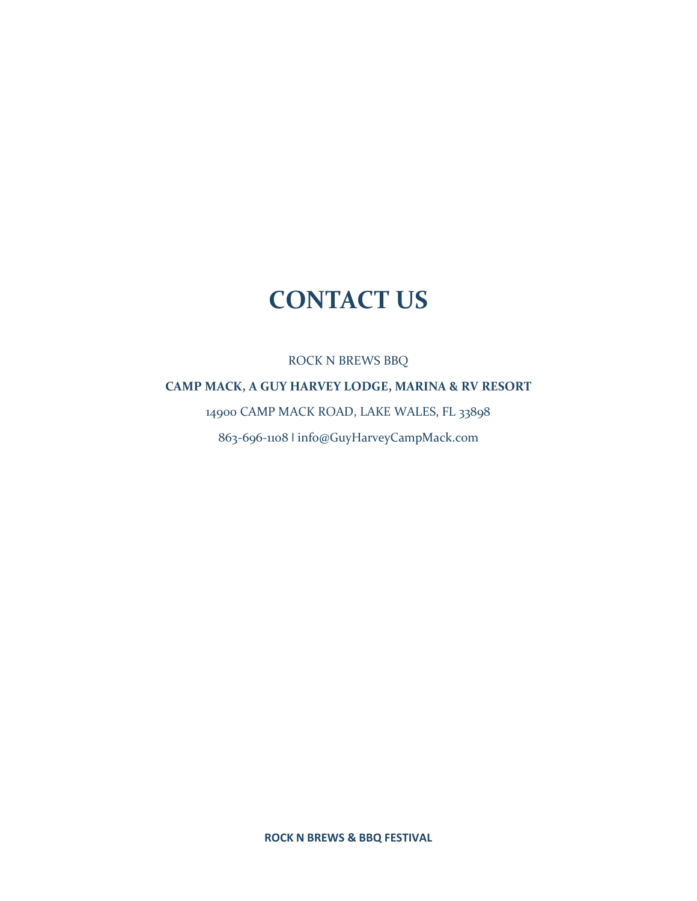# CONTACT US

ROCK N BREWS BBQ

**CAMP MACK, A GUY HARVEY LODGE, MARINA & RV RESORT**

14900 CAMP MACK ROAD, LAKE WALES, FL 33898

863-696-1108 | info@GuyHarveyCampMack.com